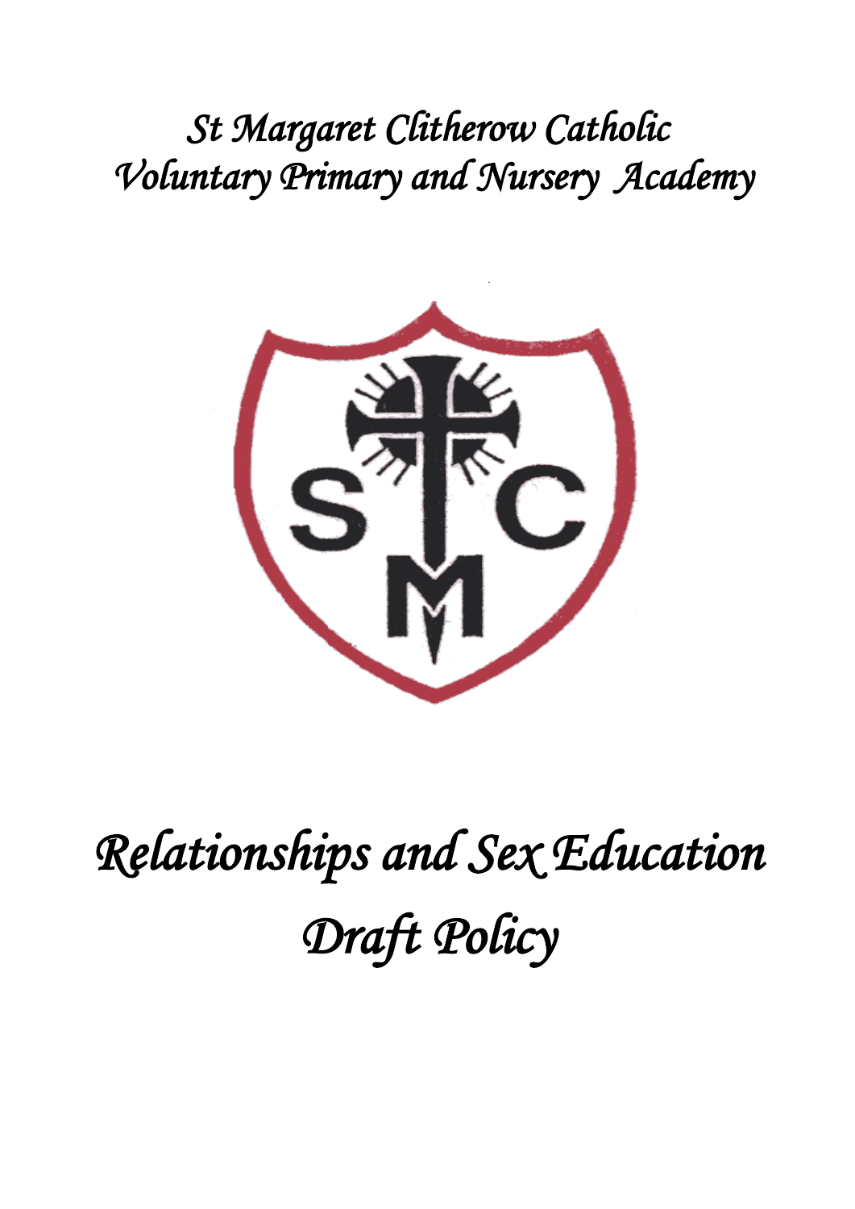# *St Margaret Clitherow Catholic Voluntary Primary and Nursery Academy*

# *Relationships and Sex Education Draft Policy*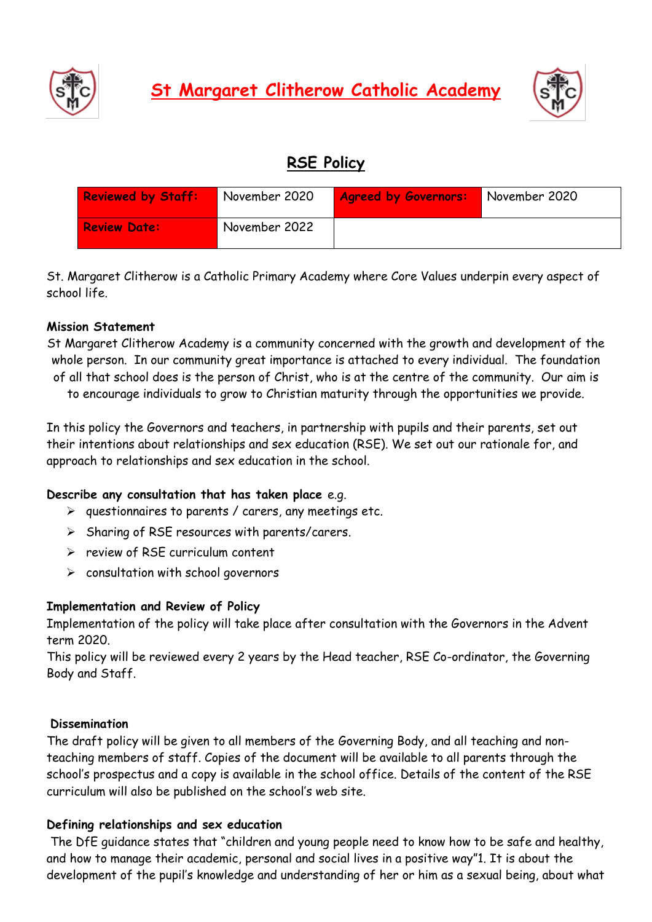# St Margaret Clitherow Catholic Academy

## RSE Policy

| Reviewed by Staff: | November 2020 | Agreed by Governors: | November 2020 |
|---|---|---|---|
| Review Date: | November 2022 | | |

St. Margaret Clitherow is a Catholic Primary Academy where Core Values underpin every aspect of school life.

**Mission Statement**

St Margaret Clitherow Academy is a community concerned with the growth and development of the whole person. In our community great importance is attached to every individual. The foundation of all that school does is the person of Christ, who is at the centre of the community. Our aim is to encourage individuals to grow to Christian maturity through the opportunities we provide.

In this policy the Governors and teachers, in partnership with pupils and their parents, set out their intentions about relationships and sex education (RSE). We set out our rationale for, and approach to relationships and sex education in the school.

**Describe any consultation that has taken place** e.g.

- questionnaires to parents / carers, any meetings etc.
- Sharing of RSE resources with parents/carers.
- review of RSE curriculum content
- consultation with school governors

**Implementation and Review of Policy**

Implementation of the policy will take place after consultation with the Governors in the Advent term 2020.

This policy will be reviewed every 2 years by the Head teacher, RSE Co-ordinator, the Governing Body and Staff.

**Dissemination**

The draft policy will be given to all members of the Governing Body, and all teaching and non-teaching members of staff. Copies of the document will be available to all parents through the school's prospectus and a copy is available in the school office. Details of the content of the RSE curriculum will also be published on the school's web site.

**Defining relationships and sex education**

The DfE guidance states that "children and young people need to know how to be safe and healthy, and how to manage their academic, personal and social lives in a positive way"1. It is about the development of the pupil's knowledge and understanding of her or him as a sexual being, about what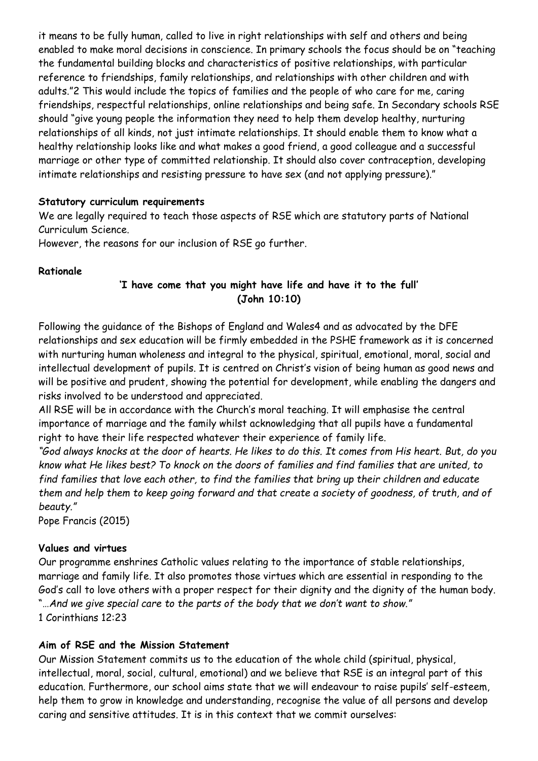it means to be fully human, called to live in right relationships with self and others and being enabled to make moral decisions in conscience. In primary schools the focus should be on "teaching the fundamental building blocks and characteristics of positive relationships, with particular reference to friendships, family relationships, and relationships with other children and with adults."2 This would include the topics of families and the people of who care for me, caring friendships, respectful relationships, online relationships and being safe. In Secondary schools RSE should "give young people the information they need to help them develop healthy, nurturing relationships of all kinds, not just intimate relationships. It should enable them to know what a healthy relationship looks like and what makes a good friend, a good colleague and a successful marriage or other type of committed relationship. It should also cover contraception, developing intimate relationships and resisting pressure to have sex (and not applying pressure)."

**Statutory curriculum requirements**

We are legally required to teach those aspects of RSE which are statutory parts of National Curriculum Science.

However, the reasons for our inclusion of RSE go further.

**Rationale**

**'I have come that you might have life and have it to the full'**
**(John 10:10)**

Following the guidance of the Bishops of England and Wales4 and as advocated by the DFE relationships and sex education will be firmly embedded in the PSHE framework as it is concerned with nurturing human wholeness and integral to the physical, spiritual, emotional, moral, social and intellectual development of pupils. It is centred on Christ's vision of being human as good news and will be positive and prudent, showing the potential for development, while enabling the dangers and risks involved to be understood and appreciated.

All RSE will be in accordance with the Church's moral teaching. It will emphasise the central importance of marriage and the family whilst acknowledging that all pupils have a fundamental right to have their life respected whatever their experience of family life.

*"God always knocks at the door of hearts. He likes to do this. It comes from His heart. But, do you know what He likes best? To knock on the doors of families and find families that are united, to find families that love each other, to find the families that bring up their children and educate them and help them to keep going forward and that create a society of goodness, of truth, and of beauty."*

Pope Francis (2015)

**Values and virtues**

Our programme enshrines Catholic values relating to the importance of stable relationships, marriage and family life. It also promotes those virtues which are essential in responding to the God's call to love others with a proper respect for their dignity and the dignity of the human body.

"*…And we give special care to the parts of the body that we don't want to show.*"

1 Corinthians 12:23

**Aim of RSE and the Mission Statement**

Our Mission Statement commits us to the education of the whole child (spiritual, physical, intellectual, moral, social, cultural, emotional) and we believe that RSE is an integral part of this education. Furthermore, our school aims state that we will endeavour to raise pupils' self-esteem, help them to grow in knowledge and understanding, recognise the value of all persons and develop caring and sensitive attitudes. It is in this context that we commit ourselves: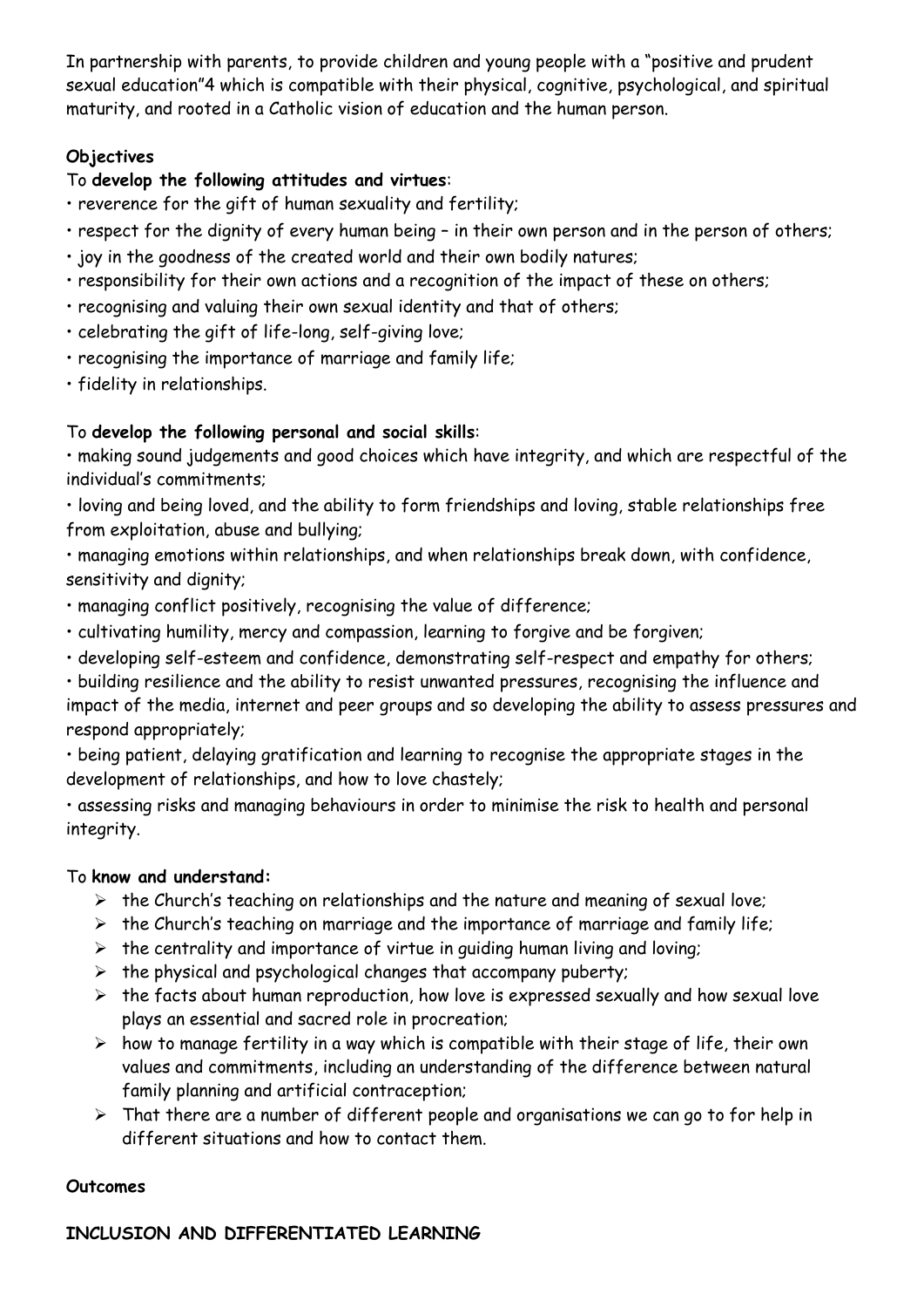In partnership with parents, to provide children and young people with a "positive and prudent sexual education"[4] which is compatible with their physical, cognitive, psychological, and spiritual maturity, and rooted in a Catholic vision of education and the human person.

**Objectives**

To **develop the following attitudes and virtues**:

- reverence for the gift of human sexuality and fertility;
- respect for the dignity of every human being – in their own person and in the person of others;
- joy in the goodness of the created world and their own bodily natures;
- responsibility for their own actions and a recognition of the impact of these on others;
- recognising and valuing their own sexual identity and that of others;
- celebrating the gift of life-long, self-giving love;
- recognising the importance of marriage and family life;
- fidelity in relationships.

To **develop the following personal and social skills**:

- making sound judgements and good choices which have integrity, and which are respectful of the individual's commitments;
- loving and being loved, and the ability to form friendships and loving, stable relationships free from exploitation, abuse and bullying;
- managing emotions within relationships, and when relationships break down, with confidence, sensitivity and dignity;
- managing conflict positively, recognising the value of difference;
- cultivating humility, mercy and compassion, learning to forgive and be forgiven;
- developing self-esteem and confidence, demonstrating self-respect and empathy for others;
- building resilience and the ability to resist unwanted pressures, recognising the influence and impact of the media, internet and peer groups and so developing the ability to assess pressures and respond appropriately;
- being patient, delaying gratification and learning to recognise the appropriate stages in the development of relationships, and how to love chastely;
- assessing risks and managing behaviours in order to minimise the risk to health and personal integrity.

To **know and understand:**

- the Church's teaching on relationships and the nature and meaning of sexual love;
- the Church's teaching on marriage and the importance of marriage and family life;
- the centrality and importance of virtue in guiding human living and loving;
- the physical and psychological changes that accompany puberty;
- the facts about human reproduction, how love is expressed sexually and how sexual love plays an essential and sacred role in procreation;
- how to manage fertility in a way which is compatible with their stage of life, their own values and commitments, including an understanding of the difference between natural family planning and artificial contraception;
- That there are a number of different people and organisations we can go to for help in different situations and how to contact them.

**Outcomes**

**INCLUSION AND DIFFERENTIATED LEARNING**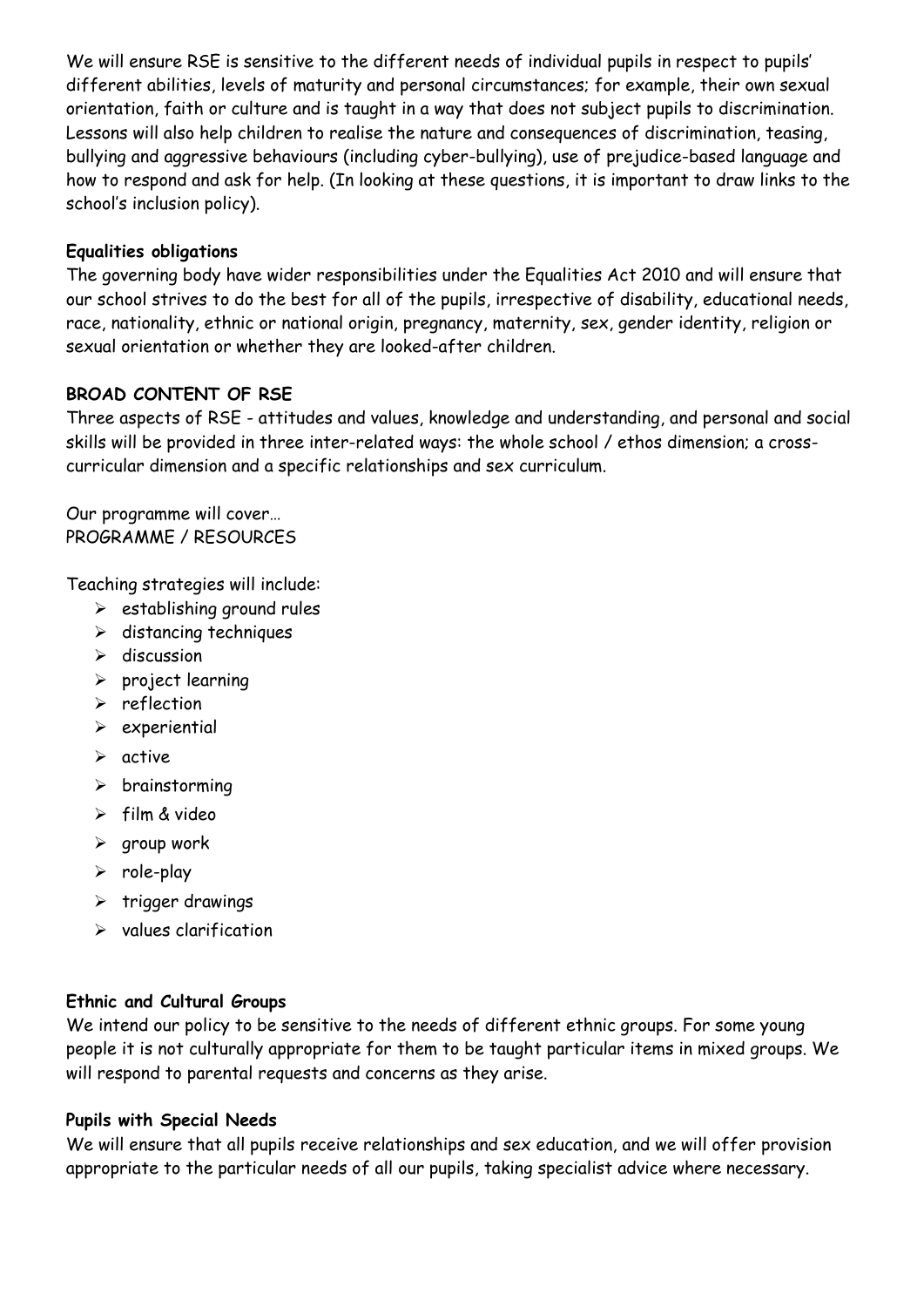We will ensure RSE is sensitive to the different needs of individual pupils in respect to pupils' different abilities, levels of maturity and personal circumstances; for example, their own sexual orientation, faith or culture and is taught in a way that does not subject pupils to discrimination. Lessons will also help children to realise the nature and consequences of discrimination, teasing, bullying and aggressive behaviours (including cyber-bullying), use of prejudice-based language and how to respond and ask for help. (In looking at these questions, it is important to draw links to the school's inclusion policy).

**Equalities obligations**

The governing body have wider responsibilities under the Equalities Act 2010 and will ensure that our school strives to do the best for all of the pupils, irrespective of disability, educational needs, race, nationality, ethnic or national origin, pregnancy, maternity, sex, gender identity, religion or sexual orientation or whether they are looked-after children.

**BROAD CONTENT OF RSE**

Three aspects of RSE - attitudes and values, knowledge and understanding, and personal and social skills will be provided in three inter-related ways: the whole school / ethos dimension; a cross-curricular dimension and a specific relationships and sex curriculum.

Our programme will cover…
PROGRAMME / RESOURCES

Teaching strategies will include:

- establishing ground rules
- distancing techniques
- discussion
- project learning
- reflection
- experiential
- active
- brainstorming
- film & video
- group work
- role-play
- trigger drawings
- values clarification

**Ethnic and Cultural Groups**

We intend our policy to be sensitive to the needs of different ethnic groups. For some young people it is not culturally appropriate for them to be taught particular items in mixed groups. We will respond to parental requests and concerns as they arise.

**Pupils with Special Needs**

We will ensure that all pupils receive relationships and sex education, and we will offer provision appropriate to the particular needs of all our pupils, taking specialist advice where necessary.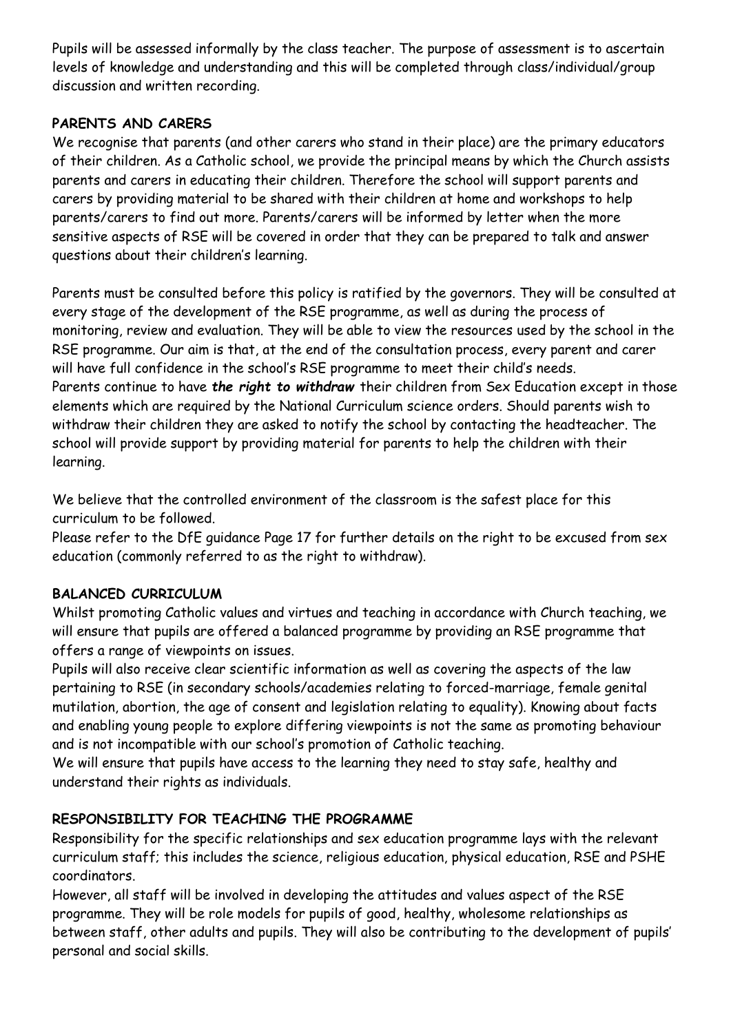Pupils will be assessed informally by the class teacher. The purpose of assessment is to ascertain levels of knowledge and understanding and this will be completed through class/individual/group discussion and written recording.

**PARENTS AND CARERS**

We recognise that parents (and other carers who stand in their place) are the primary educators of their children. As a Catholic school, we provide the principal means by which the Church assists parents and carers in educating their children. Therefore the school will support parents and carers by providing material to be shared with their children at home and workshops to help parents/carers to find out more. Parents/carers will be informed by letter when the more sensitive aspects of RSE will be covered in order that they can be prepared to talk and answer questions about their children's learning.

Parents must be consulted before this policy is ratified by the governors. They will be consulted at every stage of the development of the RSE programme, as well as during the process of monitoring, review and evaluation. They will be able to view the resources used by the school in the RSE programme. Our aim is that, at the end of the consultation process, every parent and carer will have full confidence in the school's RSE programme to meet their child's needs.
Parents continue to have ***the right to withdraw*** their children from Sex Education except in those elements which are required by the National Curriculum science orders. Should parents wish to withdraw their children they are asked to notify the school by contacting the headteacher. The school will provide support by providing material for parents to help the children with their learning.

We believe that the controlled environment of the classroom is the safest place for this curriculum to be followed.
Please refer to the DfE guidance Page 17 for further details on the right to be excused from sex education (commonly referred to as the right to withdraw).

**BALANCED CURRICULUM**

Whilst promoting Catholic values and virtues and teaching in accordance with Church teaching, we will ensure that pupils are offered a balanced programme by providing an RSE programme that offers a range of viewpoints on issues.
Pupils will also receive clear scientific information as well as covering the aspects of the law pertaining to RSE (in secondary schools/academies relating to forced-marriage, female genital mutilation, abortion, the age of consent and legislation relating to equality). Knowing about facts and enabling young people to explore differing viewpoints is not the same as promoting behaviour and is not incompatible with our school's promotion of Catholic teaching.
We will ensure that pupils have access to the learning they need to stay safe, healthy and understand their rights as individuals.

**RESPONSIBILITY FOR TEACHING THE PROGRAMME**

Responsibility for the specific relationships and sex education programme lays with the relevant curriculum staff; this includes the science, religious education, physical education, RSE and PSHE coordinators.
However, all staff will be involved in developing the attitudes and values aspect of the RSE programme. They will be role models for pupils of good, healthy, wholesome relationships as between staff, other adults and pupils. They will also be contributing to the development of pupils' personal and social skills.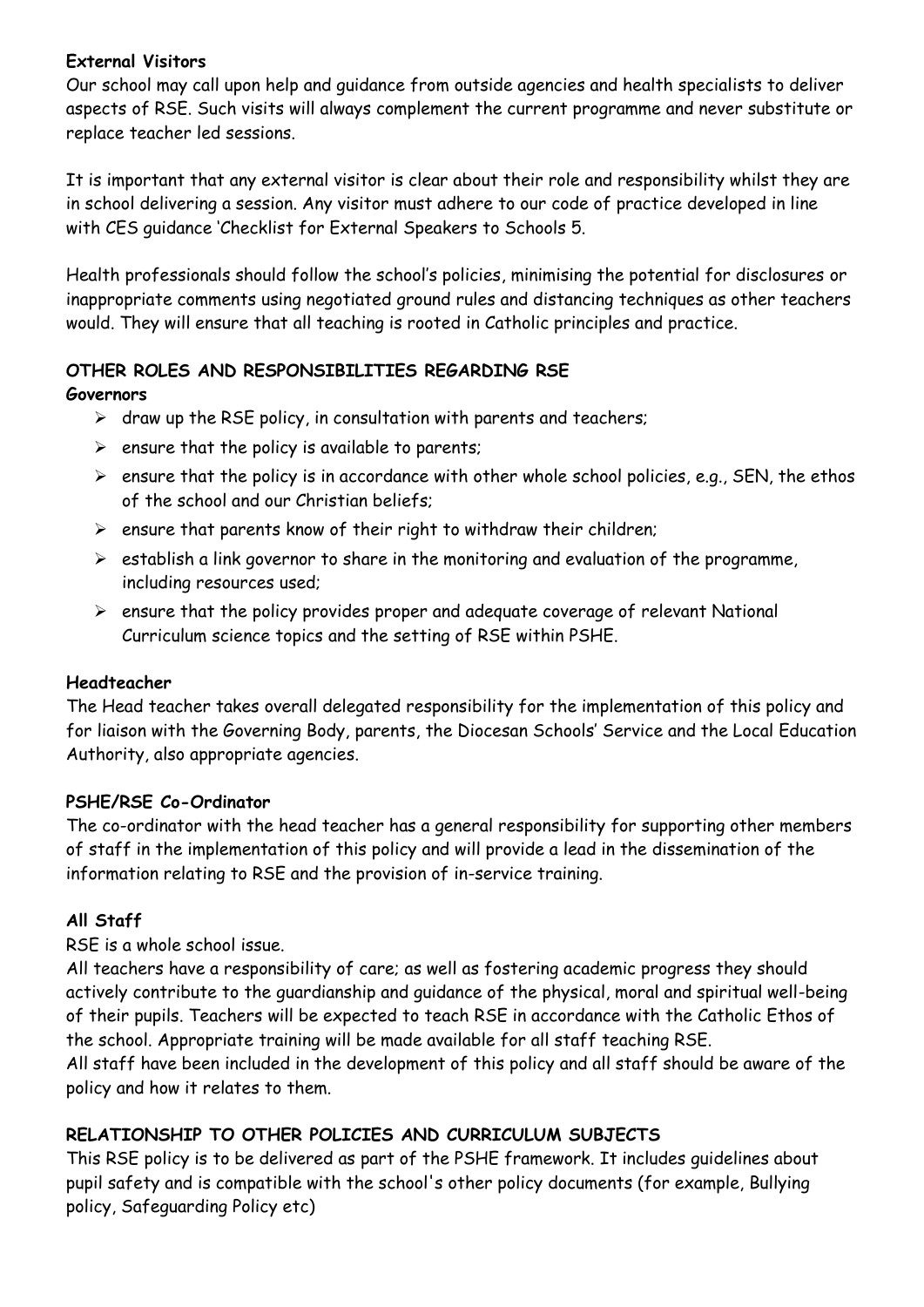**External Visitors**

Our school may call upon help and guidance from outside agencies and health specialists to deliver aspects of RSE. Such visits will always complement the current programme and never substitute or replace teacher led sessions.

It is important that any external visitor is clear about their role and responsibility whilst they are in school delivering a session. Any visitor must adhere to our code of practice developed in line with CES guidance 'Checklist for External Speakers to Schools 5.

Health professionals should follow the school's policies, minimising the potential for disclosures or inappropriate comments using negotiated ground rules and distancing techniques as other teachers would. They will ensure that all teaching is rooted in Catholic principles and practice.

## OTHER ROLES AND RESPONSIBILITIES REGARDING RSE

**Governors**

- draw up the RSE policy, in consultation with parents and teachers;
- ensure that the policy is available to parents;
- ensure that the policy is in accordance with other whole school policies, e.g., SEN, the ethos of the school and our Christian beliefs;
- ensure that parents know of their right to withdraw their children;
- establish a link governor to share in the monitoring and evaluation of the programme, including resources used;
- ensure that the policy provides proper and adequate coverage of relevant National Curriculum science topics and the setting of RSE within PSHE.

**Headteacher**

The Head teacher takes overall delegated responsibility for the implementation of this policy and for liaison with the Governing Body, parents, the Diocesan Schools' Service and the Local Education Authority, also appropriate agencies.

**PSHE/RSE Co-Ordinator**

The co-ordinator with the head teacher has a general responsibility for supporting other members of staff in the implementation of this policy and will provide a lead in the dissemination of the information relating to RSE and the provision of in-service training.

**All Staff**

RSE is a whole school issue.

All teachers have a responsibility of care; as well as fostering academic progress they should actively contribute to the guardianship and guidance of the physical, moral and spiritual well-being of their pupils. Teachers will be expected to teach RSE in accordance with the Catholic Ethos of the school. Appropriate training will be made available for all staff teaching RSE.

All staff have been included in the development of this policy and all staff should be aware of the policy and how it relates to them.

## RELATIONSHIP TO OTHER POLICIES AND CURRICULUM SUBJECTS

This RSE policy is to be delivered as part of the PSHE framework. It includes guidelines about pupil safety and is compatible with the school's other policy documents (for example, Bullying policy, Safeguarding Policy etc)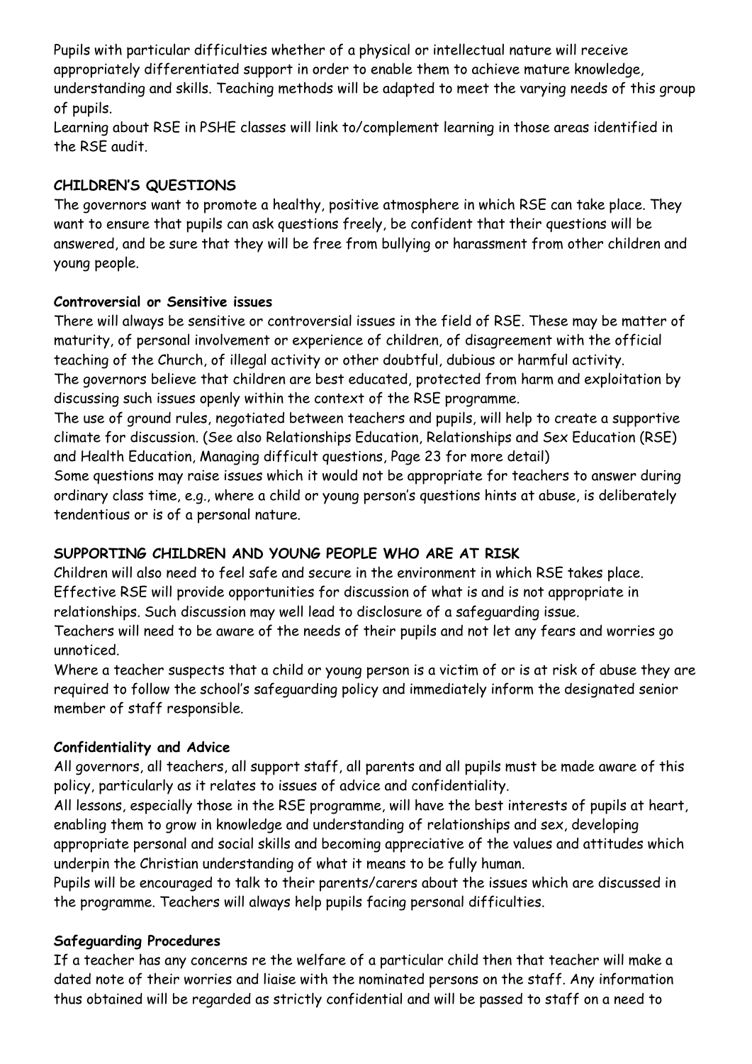Pupils with particular difficulties whether of a physical or intellectual nature will receive appropriately differentiated support in order to enable them to achieve mature knowledge, understanding and skills. Teaching methods will be adapted to meet the varying needs of this group of pupils.

Learning about RSE in PSHE classes will link to/complement learning in those areas identified in the RSE audit.

## CHILDREN'S QUESTIONS

The governors want to promote a healthy, positive atmosphere in which RSE can take place. They want to ensure that pupils can ask questions freely, be confident that their questions will be answered, and be sure that they will be free from bullying or harassment from other children and young people.

### Controversial or Sensitive issues

There will always be sensitive or controversial issues in the field of RSE. These may be matter of maturity, of personal involvement or experience of children, of disagreement with the official teaching of the Church, of illegal activity or other doubtful, dubious or harmful activity.

The governors believe that children are best educated, protected from harm and exploitation by discussing such issues openly within the context of the RSE programme.

The use of ground rules, negotiated between teachers and pupils, will help to create a supportive climate for discussion. (See also Relationships Education, Relationships and Sex Education (RSE) and Health Education, Managing difficult questions, Page 23 for more detail)

Some questions may raise issues which it would not be appropriate for teachers to answer during ordinary class time, e.g., where a child or young person's questions hints at abuse, is deliberately tendentious or is of a personal nature.

## SUPPORTING CHILDREN AND YOUNG PEOPLE WHO ARE AT RISK

Children will also need to feel safe and secure in the environment in which RSE takes place. Effective RSE will provide opportunities for discussion of what is and is not appropriate in relationships. Such discussion may well lead to disclosure of a safeguarding issue.

Teachers will need to be aware of the needs of their pupils and not let any fears and worries go unnoticed.

Where a teacher suspects that a child or young person is a victim of or is at risk of abuse they are required to follow the school's safeguarding policy and immediately inform the designated senior member of staff responsible.

### Confidentiality and Advice

All governors, all teachers, all support staff, all parents and all pupils must be made aware of this policy, particularly as it relates to issues of advice and confidentiality.

All lessons, especially those in the RSE programme, will have the best interests of pupils at heart, enabling them to grow in knowledge and understanding of relationships and sex, developing appropriate personal and social skills and becoming appreciative of the values and attitudes which underpin the Christian understanding of what it means to be fully human.

Pupils will be encouraged to talk to their parents/carers about the issues which are discussed in the programme. Teachers will always help pupils facing personal difficulties.

### Safeguarding Procedures

If a teacher has any concerns re the welfare of a particular child then that teacher will make a dated note of their worries and liaise with the nominated persons on the staff. Any information thus obtained will be regarded as strictly confidential and will be passed to staff on a need to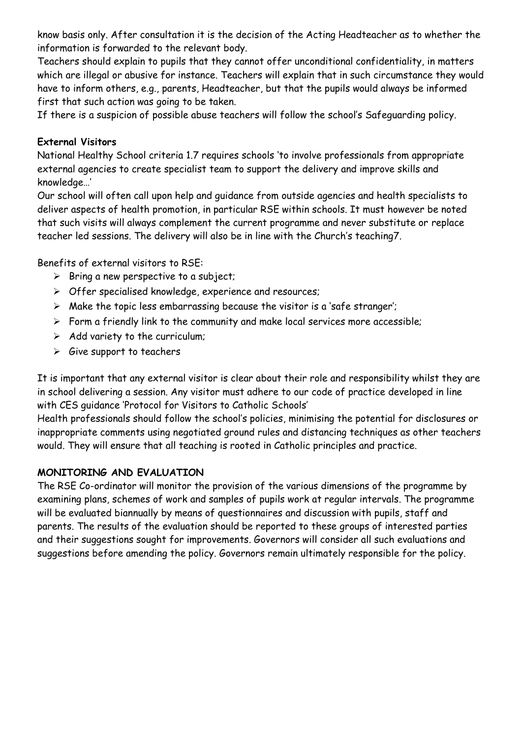know basis only. After consultation it is the decision of the Acting Headteacher as to whether the information is forwarded to the relevant body.

Teachers should explain to pupils that they cannot offer unconditional confidentiality, in matters which are illegal or abusive for instance. Teachers will explain that in such circumstance they would have to inform others, e.g., parents, Headteacher, but that the pupils would always be informed first that such action was going to be taken.

If there is a suspicion of possible abuse teachers will follow the school's Safeguarding policy.

**External Visitors**

National Healthy School criteria 1.7 requires schools 'to involve professionals from appropriate external agencies to create specialist team to support the delivery and improve skills and knowledge…'

Our school will often call upon help and guidance from outside agencies and health specialists to deliver aspects of health promotion, in particular RSE within schools. It must however be noted that such visits will always complement the current programme and never substitute or replace teacher led sessions. The delivery will also be in line with the Church's teaching7.

Benefits of external visitors to RSE:

- Bring a new perspective to a subject;
- Offer specialised knowledge, experience and resources;
- Make the topic less embarrassing because the visitor is a 'safe stranger';
- Form a friendly link to the community and make local services more accessible;
- Add variety to the curriculum;
- Give support to teachers

It is important that any external visitor is clear about their role and responsibility whilst they are in school delivering a session. Any visitor must adhere to our code of practice developed in line with CES guidance 'Protocol for Visitors to Catholic Schools'

Health professionals should follow the school's policies, minimising the potential for disclosures or inappropriate comments using negotiated ground rules and distancing techniques as other teachers would. They will ensure that all teaching is rooted in Catholic principles and practice.

**MONITORING AND EVALUATION**

The RSE Co-ordinator will monitor the provision of the various dimensions of the programme by examining plans, schemes of work and samples of pupils work at regular intervals. The programme will be evaluated biannually by means of questionnaires and discussion with pupils, staff and parents. The results of the evaluation should be reported to these groups of interested parties and their suggestions sought for improvements. Governors will consider all such evaluations and suggestions before amending the policy. Governors remain ultimately responsible for the policy.